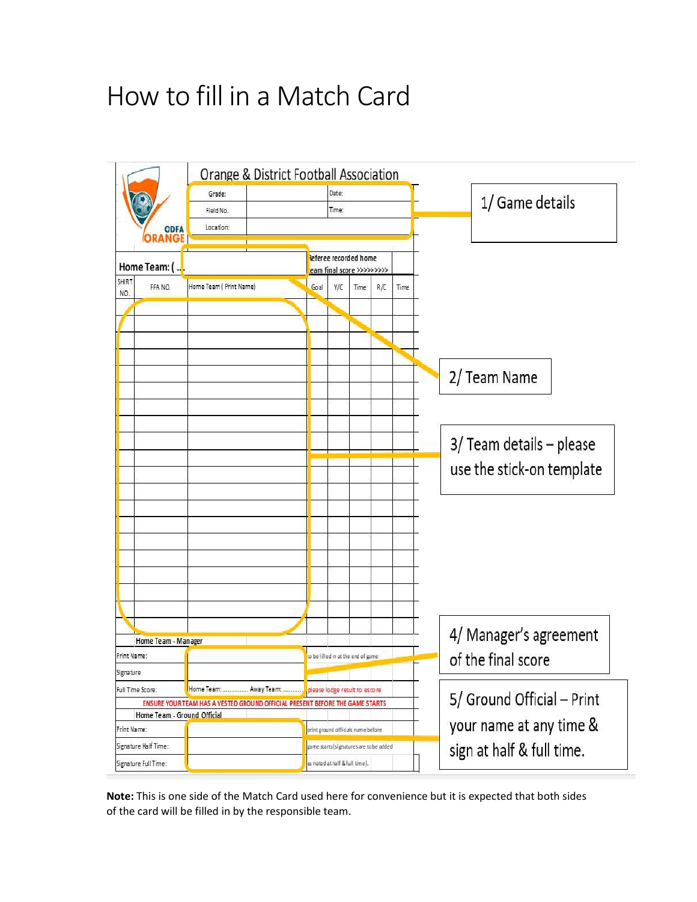# How to fill in a Match Card

Orange & District Football Association

ODFA ORANGE

| Grade: | | Date: |
|---|---|---|
| Field No. | | Time: |
| Location: | | |

Home Team: ( ... | Referee recorded home team final score >>>>>>>>>

| SHIRT NO. | FFA NO. | Home Team ( Print Name) | Goal | Y/C | Time | R/C | Time |
|---|---|---|---|---|---|---|---|
| | | | | | | | |
| | | | | | | | |
| | | | | | | | |
| | | | | | | | |
| | | | | | | | |
| | | | | | | | |
| | | | | | | | |
| | | | | | | | |
| | | | | | | | |
| | | | | | | | |
| | | | | | | | |
| | | | | | | | |
| | | | | | | | |
| | | | | | | | |
| | | | | | | | |
| | | | | | | | |
| | | | | | | | |
| | | | | | | | |
| | | | | | | | |

Home Team - Manager

| Print Name: | | to be filled in at the end of game |
|---|---|---|
| Signature | | |
| Full Time Score: | Home Team: .............. Away Team: .............. | please lodge result to escore |

ENSURE YOUR TEAM HAS A VESTED GROUND OFFICIAL PRESENT BEFORE THE GAME STARTS

Home Team - Ground Official

| Print Name: | | print ground officials name before |
|---|---|---|
| Signature Half Time: | | game starts (signatures are to be added |
| Signature Full Time: | | as noted at half & full time). |

1/ Game details

2/ Team Name

3/ Team details – please use the stick-on template

4/ Manager's agreement of the final score

5/ Ground Official – Print your name at any time & sign at half & full time.

**Note:** This is one side of the Match Card used here for convenience but it is expected that both sides of the card will be filled in by the responsible team.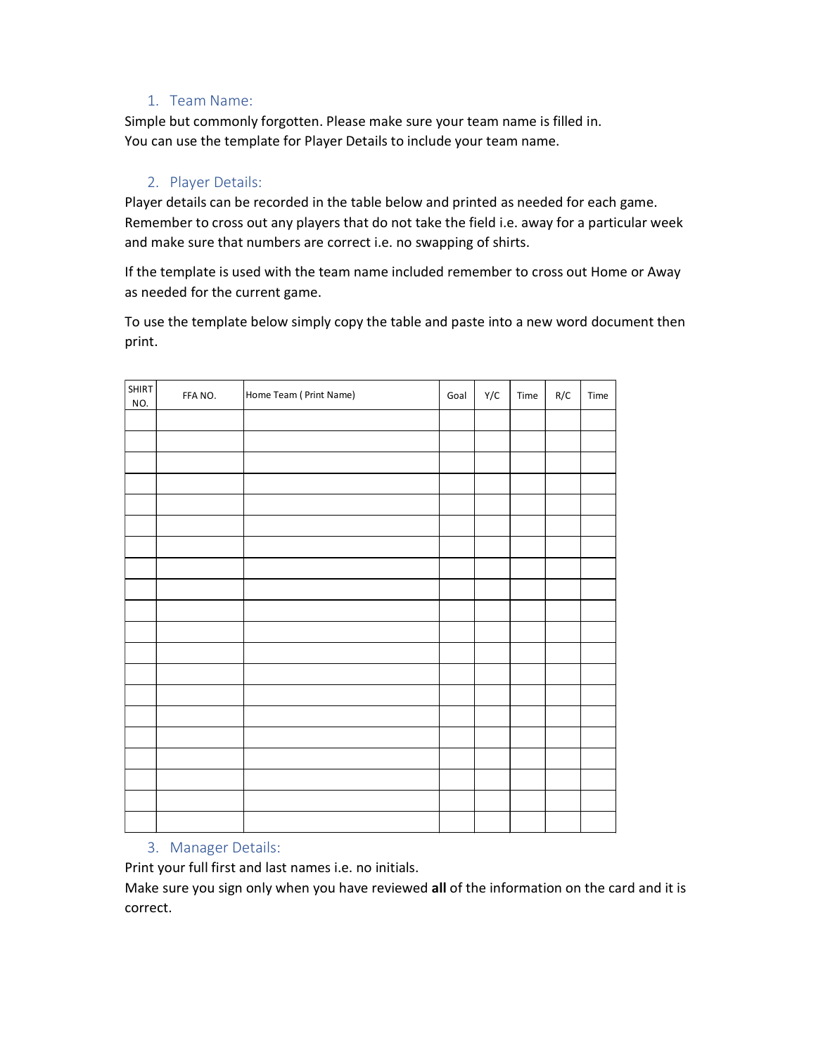1. Team Name:

Simple but commonly forgotten. Please make sure your team name is filled in.
You can use the template for Player Details to include your team name.

2. Player Details:

Player details can be recorded in the table below and printed as needed for each game. Remember to cross out any players that do not take the field i.e. away for a particular week and make sure that numbers are correct i.e. no swapping of shirts.

If the template is used with the team name included remember to cross out Home or Away as needed for the current game.

To use the template below simply copy the table and paste into a new word document then print.

| SHIRT NO. | FFA NO. | Home Team ( Print Name) | Goal | Y/C | Time | R/C | Time |
|---|---|---|---|---|---|---|---|
| | | | | | | | |
| | | | | | | | |
| | | | | | | | |
| | | | | | | | |
| | | | | | | | |
| | | | | | | | |
| | | | | | | | |
| | | | | | | | |
| | | | | | | | |
| | | | | | | | |
| | | | | | | | |
| | | | | | | | |
| | | | | | | | |
| | | | | | | | |
| | | | | | | | |
| | | | | | | | |
| | | | | | | | |
| | | | | | | | |
| | | | | | | | |
| | | | | | | | |

3. Manager Details:

Print your full first and last names i.e. no initials.
Make sure you sign only when you have reviewed **all** of the information on the card and it is correct.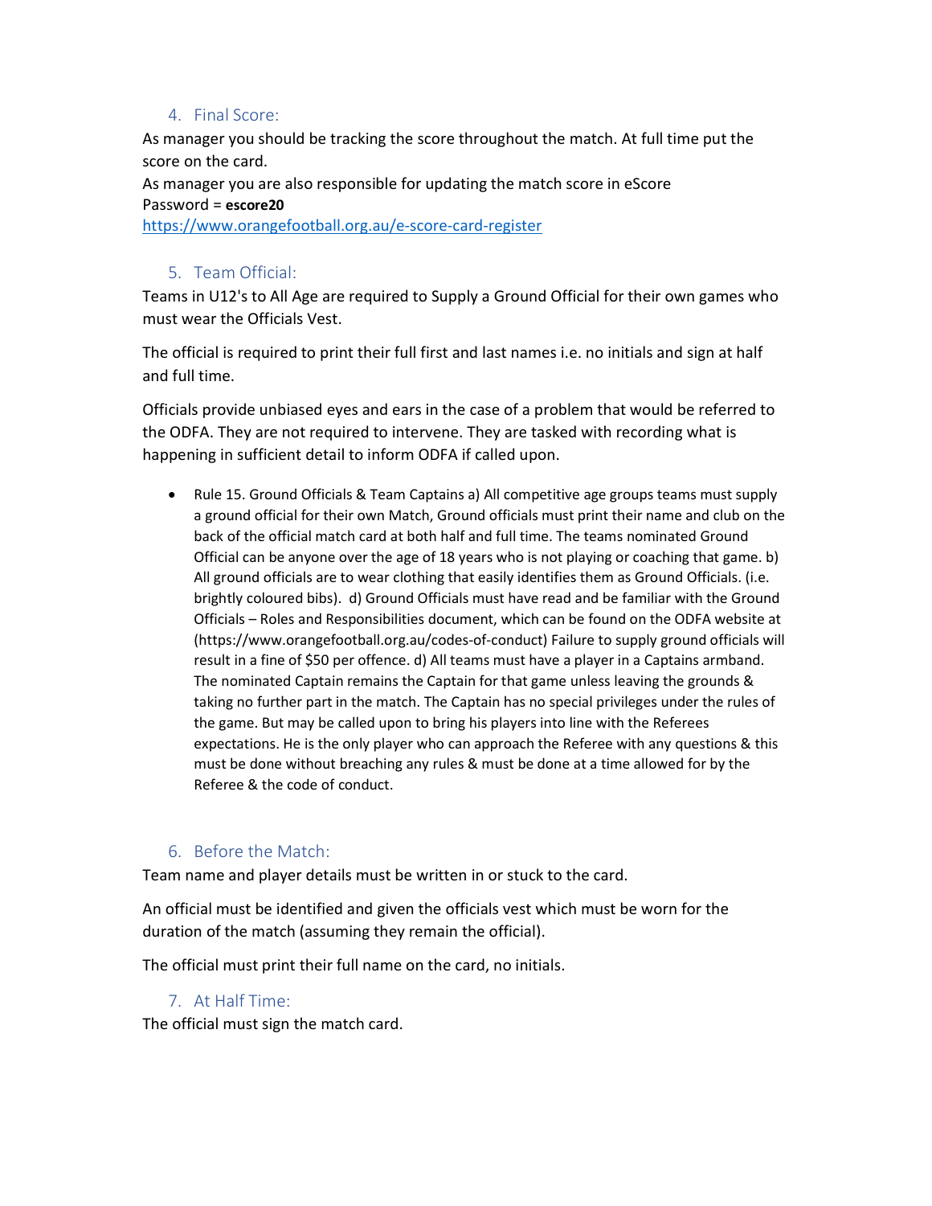## 4. Final Score:

As manager you should be tracking the score throughout the match. At full time put the score on the card.

As manager you are also responsible for updating the match score in eScore

Password = **escore20**

[https://www.orangefootball.org.au/e-score-card-register](https://www.orangefootball.org.au/e-score-card-register)

## 5. Team Official:

Teams in U12's to All Age are required to Supply a Ground Official for their own games who must wear the Officials Vest.

The official is required to print their full first and last names i.e. no initials and sign at half and full time.

Officials provide unbiased eyes and ears in the case of a problem that would be referred to the ODFA. They are not required to intervene. They are tasked with recording what is happening in sufficient detail to inform ODFA if called upon.

- Rule 15. Ground Officials & Team Captains a) All competitive age groups teams must supply a ground official for their own Match, Ground officials must print their name and club on the back of the official match card at both half and full time. The teams nominated Ground Official can be anyone over the age of 18 years who is not playing or coaching that game. b) All ground officials are to wear clothing that easily identifies them as Ground Officials. (i.e. brightly coloured bibs). d) Ground Officials must have read and be familiar with the Ground Officials – Roles and Responsibilities document, which can be found on the ODFA website at (https://www.orangefootball.org.au/codes-of-conduct) Failure to supply ground officials will result in a fine of $50 per offence. d) All teams must have a player in a Captains armband. The nominated Captain remains the Captain for that game unless leaving the grounds & taking no further part in the match. The Captain has no special privileges under the rules of the game. But may be called upon to bring his players into line with the Referees expectations. He is the only player who can approach the Referee with any questions & this must be done without breaching any rules & must be done at a time allowed for by the Referee & the code of conduct.

## 6. Before the Match:

Team name and player details must be written in or stuck to the card.

An official must be identified and given the officials vest which must be worn for the duration of the match (assuming they remain the official).

The official must print their full name on the card, no initials.

## 7. At Half Time:

The official must sign the match card.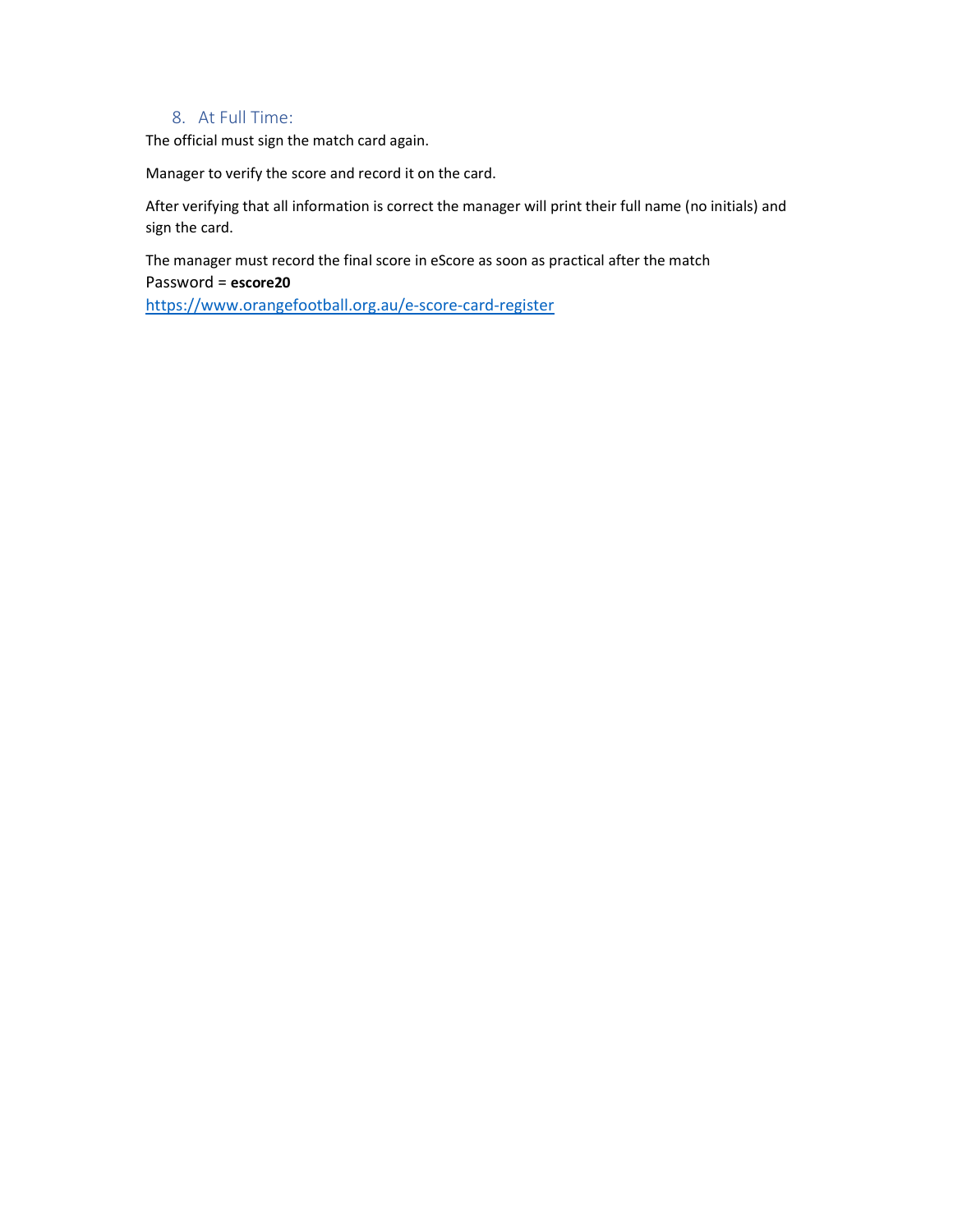## 8. At Full Time:

The official must sign the match card again.

Manager to verify the score and record it on the card.

After verifying that all information is correct the manager will print their full name (no initials) and sign the card.

The manager must record the final score in eScore as soon as practical after the match
Password = **escore20**
https://www.orangefootball.org.au/e-score-card-register